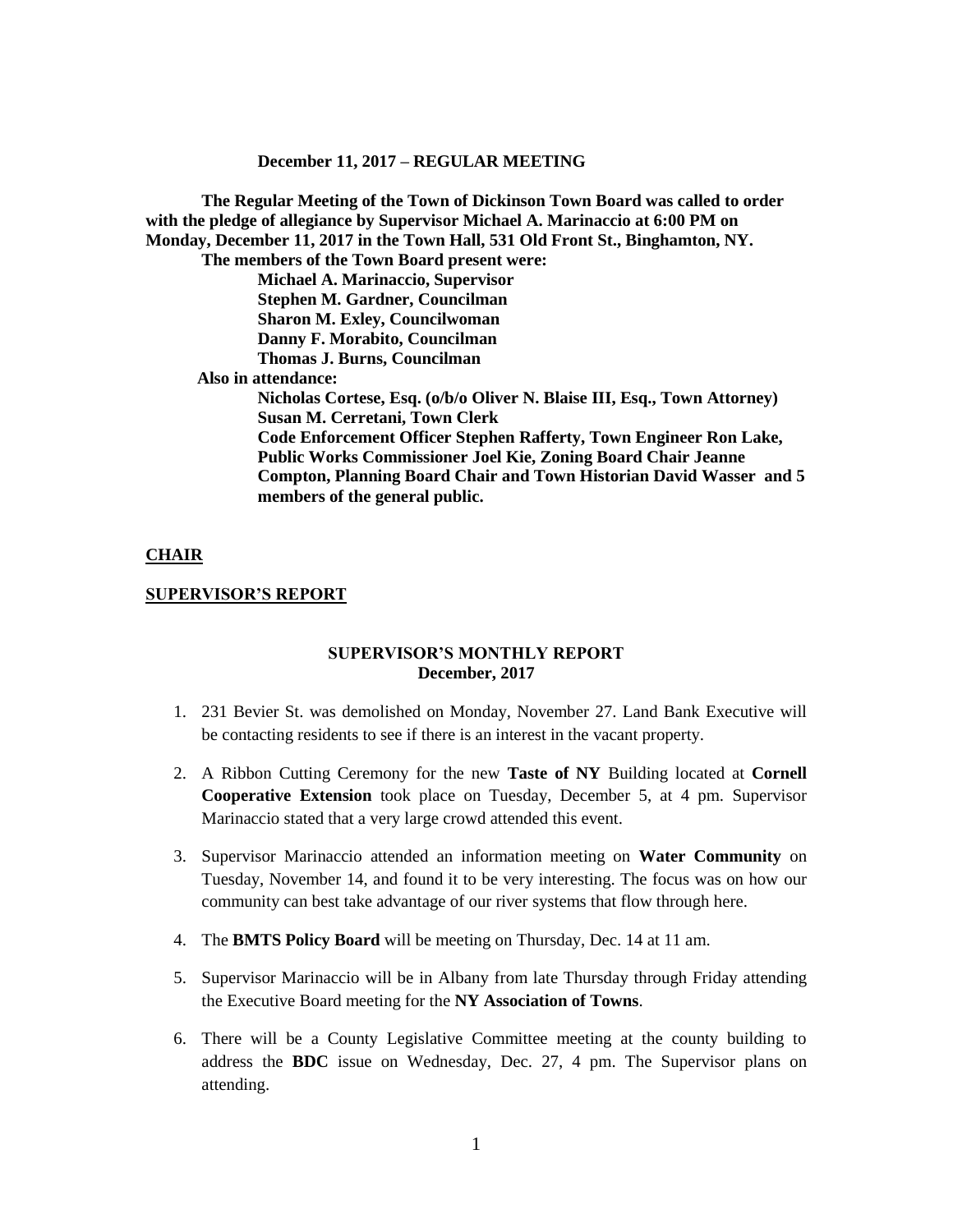**December 11, 2017 – REGULAR MEETING**

**The Regular Meeting of the Town of Dickinson Town Board was called to order with the pledge of allegiance by Supervisor Michael A. Marinaccio at 6:00 PM on Monday, December 11, 2017 in the Town Hall, 531 Old Front St., Binghamton, NY.**

**The members of the Town Board present were:**

**Michael A. Marinaccio, Supervisor**
**Stephen M. Gardner, Councilman**
**Sharon M. Exley, Councilwoman**
**Danny F. Morabito, Councilman**
**Thomas J. Burns, Councilman**

**Also in attendance:**

**Nicholas Cortese, Esq. (o/b/o Oliver N. Blaise III, Esq., Town Attorney)**
**Susan M. Cerretani, Town Clerk**
**Code Enforcement Officer Stephen Rafferty, Town Engineer Ron Lake, Public Works Commissioner Joel Kie, Zoning Board Chair Jeanne Compton, Planning Board Chair and Town Historian David Wasser and 5 members of the general public.**

**CHAIR**

**SUPERVISOR'S REPORT**

**SUPERVISOR'S MONTHLY REPORT**
**December, 2017**

1. 231 Bevier St. was demolished on Monday, November 27. Land Bank Executive will be contacting residents to see if there is an interest in the vacant property.
2. A Ribbon Cutting Ceremony for the new **Taste of NY** Building located at **Cornell Cooperative Extension** took place on Tuesday, December 5, at 4 pm. Supervisor Marinaccio stated that a very large crowd attended this event.
3. Supervisor Marinaccio attended an information meeting on **Water Community** on Tuesday, November 14, and found it to be very interesting. The focus was on how our community can best take advantage of our river systems that flow through here.
4. The **BMTS Policy Board** will be meeting on Thursday, Dec. 14 at 11 am.
5. Supervisor Marinaccio will be in Albany from late Thursday through Friday attending the Executive Board meeting for the **NY Association of Towns**.
6. There will be a County Legislative Committee meeting at the county building to address the **BDC** issue on Wednesday, Dec. 27, 4 pm. The Supervisor plans on attending.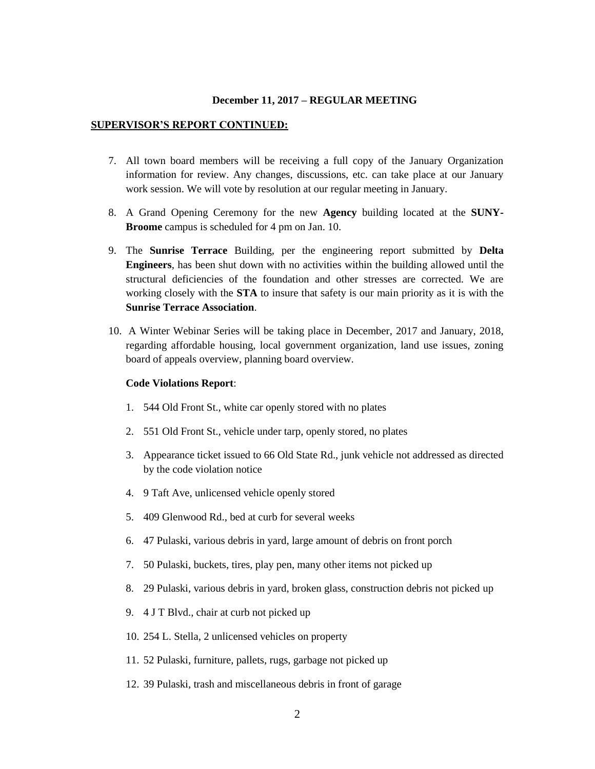**December 11, 2017 – REGULAR MEETING**

**SUPERVISOR'S REPORT CONTINUED:**

7. All town board members will be receiving a full copy of the January Organization information for review. Any changes, discussions, etc. can take place at our January work session. We will vote by resolution at our regular meeting in January.

8. A Grand Opening Ceremony for the new **Agency** building located at the **SUNY-Broome** campus is scheduled for 4 pm on Jan. 10.

9. The **Sunrise Terrace** Building, per the engineering report submitted by **Delta Engineers**, has been shut down with no activities within the building allowed until the structural deficiencies of the foundation and other stresses are corrected. We are working closely with the **STA** to insure that safety is our main priority as it is with the **Sunrise Terrace Association**.

10. A Winter Webinar Series will be taking place in December, 2017 and January, 2018, regarding affordable housing, local government organization, land use issues, zoning board of appeals overview, planning board overview.

**Code Violations Report**:

1. 544 Old Front St., white car openly stored with no plates
2. 551 Old Front St., vehicle under tarp, openly stored, no plates
3. Appearance ticket issued to 66 Old State Rd., junk vehicle not addressed as directed by the code violation notice
4. 9 Taft Ave, unlicensed vehicle openly stored
5. 409 Glenwood Rd., bed at curb for several weeks
6. 47 Pulaski, various debris in yard, large amount of debris on front porch
7. 50 Pulaski, buckets, tires, play pen, many other items not picked up
8. 29 Pulaski, various debris in yard, broken glass, construction debris not picked up
9. 4 J T Blvd., chair at curb not picked up
10. 254 L. Stella, 2 unlicensed vehicles on property
11. 52 Pulaski, furniture, pallets, rugs, garbage not picked up
12. 39 Pulaski, trash and miscellaneous debris in front of garage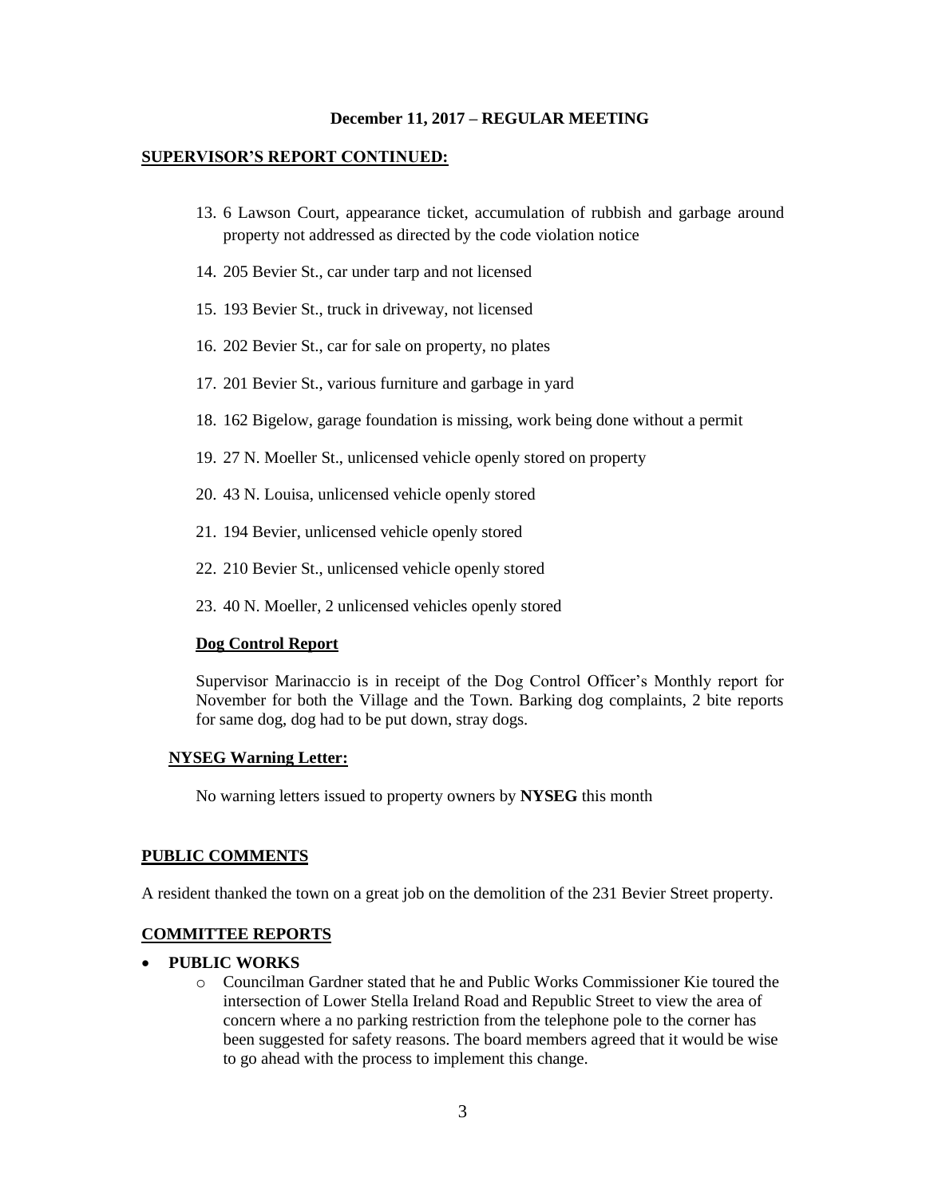**December 11, 2017 – REGULAR MEETING**

**SUPERVISOR'S REPORT CONTINUED:**

13. 6 Lawson Court, appearance ticket, accumulation of rubbish and garbage around property not addressed as directed by the code violation notice
14. 205 Bevier St., car under tarp and not licensed
15. 193 Bevier St., truck in driveway, not licensed
16. 202 Bevier St., car for sale on property, no plates
17. 201 Bevier St., various furniture and garbage in yard
18. 162 Bigelow, garage foundation is missing, work being done without a permit
19. 27 N. Moeller St., unlicensed vehicle openly stored on property
20. 43 N. Louisa, unlicensed vehicle openly stored
21. 194 Bevier, unlicensed vehicle openly stored
22. 210 Bevier St., unlicensed vehicle openly stored
23. 40 N. Moeller, 2 unlicensed vehicles openly stored

**Dog Control Report**

Supervisor Marinaccio is in receipt of the Dog Control Officer's Monthly report for November for both the Village and the Town. Barking dog complaints, 2 bite reports for same dog, dog had to be put down, stray dogs.

**NYSEG Warning Letter:**

No warning letters issued to property owners by **NYSEG** this month

**PUBLIC COMMENTS**

A resident thanked the town on a great job on the demolition of the 231 Bevier Street property.

**COMMITTEE REPORTS**

- **PUBLIC WORKS**
  - Councilman Gardner stated that he and Public Works Commissioner Kie toured the intersection of Lower Stella Ireland Road and Republic Street to view the area of concern where a no parking restriction from the telephone pole to the corner has been suggested for safety reasons. The board members agreed that it would be wise to go ahead with the process to implement this change.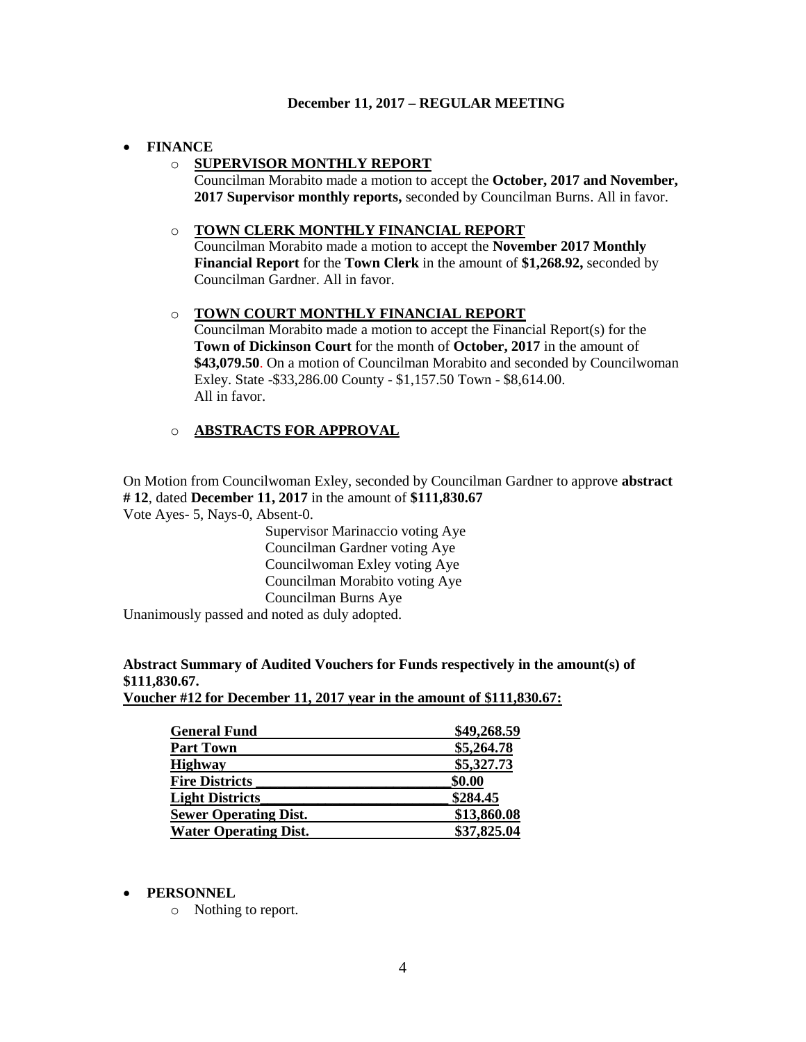**December 11, 2017 – REGULAR MEETING**

- **FINANCE**
  - **SUPERVISOR MONTHLY REPORT**
    Councilman Morabito made a motion to accept the **October, 2017 and November, 2017 Supervisor monthly reports,** seconded by Councilman Burns. All in favor.

  - **TOWN CLERK MONTHLY FINANCIAL REPORT**
    Councilman Morabito made a motion to accept the **November 2017 Monthly Financial Report** for the **Town Clerk** in the amount of **$1,268.92,** seconded by Councilman Gardner. All in favor.

  - **TOWN COURT MONTHLY FINANCIAL REPORT**
    Councilman Morabito made a motion to accept the Financial Report(s) for the **Town of Dickinson Court** for the month of **October, 2017** in the amount of **$43,079.50**. On a motion of Councilman Morabito and seconded by Councilwoman Exley. State -$33,286.00 County - $1,157.50 Town - $8,614.00.
    All in favor.

  - **ABSTRACTS FOR APPROVAL**

On Motion from Councilwoman Exley, seconded by Councilman Gardner to approve **abstract # 12**, dated **December 11, 2017** in the amount of **$111,830.67**
Vote Ayes- 5, Nays-0, Absent-0.

Supervisor Marinaccio voting Aye
Councilman Gardner voting Aye
Councilwoman Exley voting Aye
Councilman Morabito voting Aye
Councilman Burns Aye

Unanimously passed and noted as duly adopted.

**Abstract Summary of Audited Vouchers for Funds respectively in the amount(s) of $111,830.67.**
**Voucher #12 for December 11, 2017 year in the amount of $111,830.67:**

| Fund | Amount |
| --- | --- |
| **General Fund** | **$49,268.59** |
| **Part Town** | **$5,264.78** |
| **Highway** | **$5,327.73** |
| **Fire Districts** | **$0.00** |
| **Light Districts** | **$284.45** |
| **Sewer Operating Dist.** | **$13,860.08** |
| **Water Operating Dist.** | **$37,825.04** |

- **PERSONNEL**
  - Nothing to report.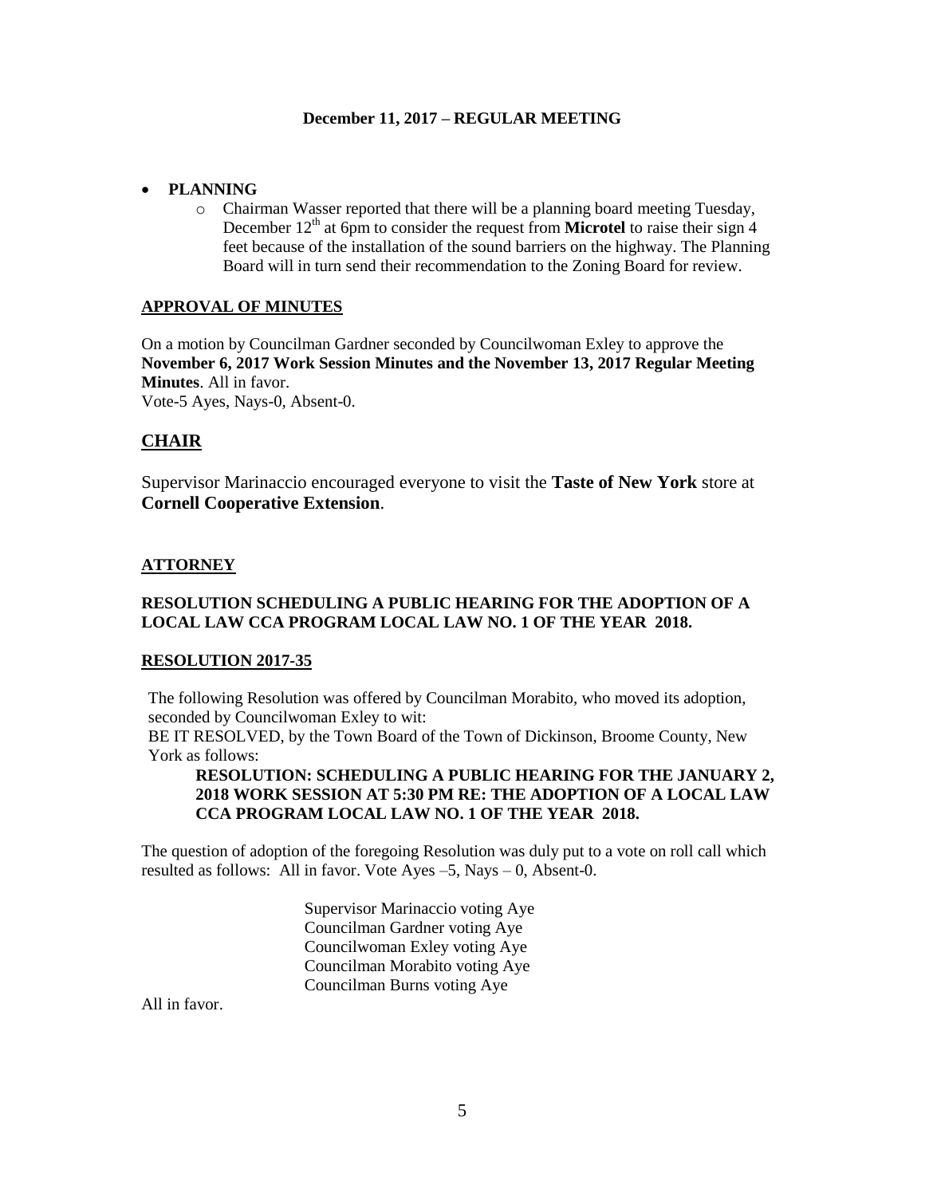**December 11, 2017 – REGULAR MEETING**

- **PLANNING**
  - Chairman Wasser reported that there will be a planning board meeting Tuesday, December 12th at 6pm to consider the request from **Microtel** to raise their sign 4 feet because of the installation of the sound barriers on the highway. The Planning Board will in turn send their recommendation to the Zoning Board for review.

**APPROVAL OF MINUTES**

On a motion by Councilman Gardner seconded by Councilwoman Exley to approve the **November 6, 2017 Work Session Minutes and the November 13, 2017 Regular Meeting Minutes**. All in favor.
Vote-5 Ayes, Nays-0, Absent-0.

## CHAIR

Supervisor Marinaccio encouraged everyone to visit the **Taste of New York** store at **Cornell Cooperative Extension**.

**ATTORNEY**

**RESOLUTION SCHEDULING A PUBLIC HEARING FOR THE ADOPTION OF A LOCAL LAW CCA PROGRAM LOCAL LAW NO. 1 OF THE YEAR 2018.**

**RESOLUTION 2017-35**

The following Resolution was offered by Councilman Morabito, who moved its adoption, seconded by Councilwoman Exley to wit:
BE IT RESOLVED, by the Town Board of the Town of Dickinson, Broome County, New York as follows:

**RESOLUTION: SCHEDULING A PUBLIC HEARING FOR THE JANUARY 2, 2018 WORK SESSION AT 5:30 PM RE: THE ADOPTION OF A LOCAL LAW CCA PROGRAM LOCAL LAW NO. 1 OF THE YEAR 2018.**

The question of adoption of the foregoing Resolution was duly put to a vote on roll call which resulted as follows: All in favor. Vote Ayes –5, Nays – 0, Absent-0.

Supervisor Marinaccio voting Aye
Councilman Gardner voting Aye
Councilwoman Exley voting Aye
Councilman Morabito voting Aye
Councilman Burns voting Aye

All in favor.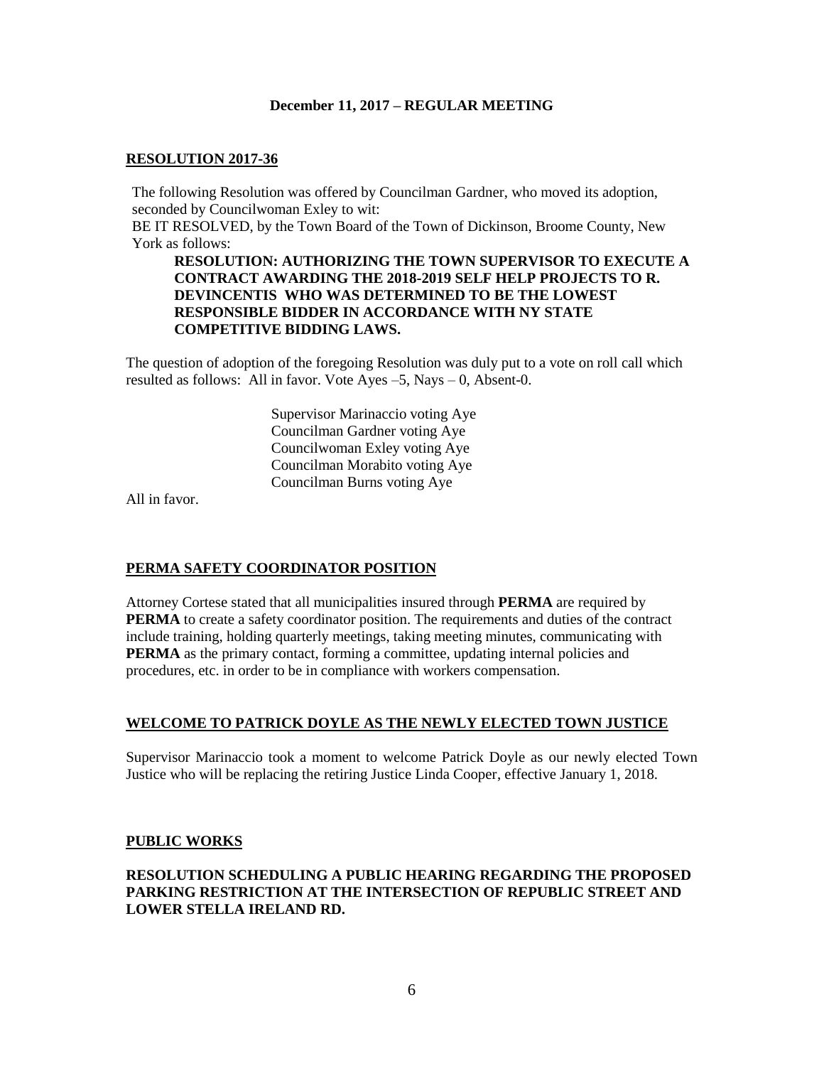**December 11, 2017 – REGULAR MEETING**

**RESOLUTION 2017-36**

The following Resolution was offered by Councilman Gardner, who moved its adoption, seconded by Councilwoman Exley to wit:
BE IT RESOLVED, by the Town Board of the Town of Dickinson, Broome County, New York as follows:

**RESOLUTION: AUTHORIZING THE TOWN SUPERVISOR TO EXECUTE A CONTRACT AWARDING THE 2018-2019 SELF HELP PROJECTS TO R. DEVINCENTIS WHO WAS DETERMINED TO BE THE LOWEST RESPONSIBLE BIDDER IN ACCORDANCE WITH NY STATE COMPETITIVE BIDDING LAWS.**

The question of adoption of the foregoing Resolution was duly put to a vote on roll call which resulted as follows: All in favor. Vote Ayes –5, Nays – 0, Absent-0.

Supervisor Marinaccio voting Aye
Councilman Gardner voting Aye
Councilwoman Exley voting Aye
Councilman Morabito voting Aye
Councilman Burns voting Aye

All in favor.

**PERMA SAFETY COORDINATOR POSITION**

Attorney Cortese stated that all municipalities insured through **PERMA** are required by **PERMA** to create a safety coordinator position. The requirements and duties of the contract include training, holding quarterly meetings, taking meeting minutes, communicating with **PERMA** as the primary contact, forming a committee, updating internal policies and procedures, etc. in order to be in compliance with workers compensation.

**WELCOME TO PATRICK DOYLE AS THE NEWLY ELECTED TOWN JUSTICE**

Supervisor Marinaccio took a moment to welcome Patrick Doyle as our newly elected Town Justice who will be replacing the retiring Justice Linda Cooper, effective January 1, 2018.

**PUBLIC WORKS**

**RESOLUTION SCHEDULING A PUBLIC HEARING REGARDING THE PROPOSED PARKING RESTRICTION AT THE INTERSECTION OF REPUBLIC STREET AND LOWER STELLA IRELAND RD.**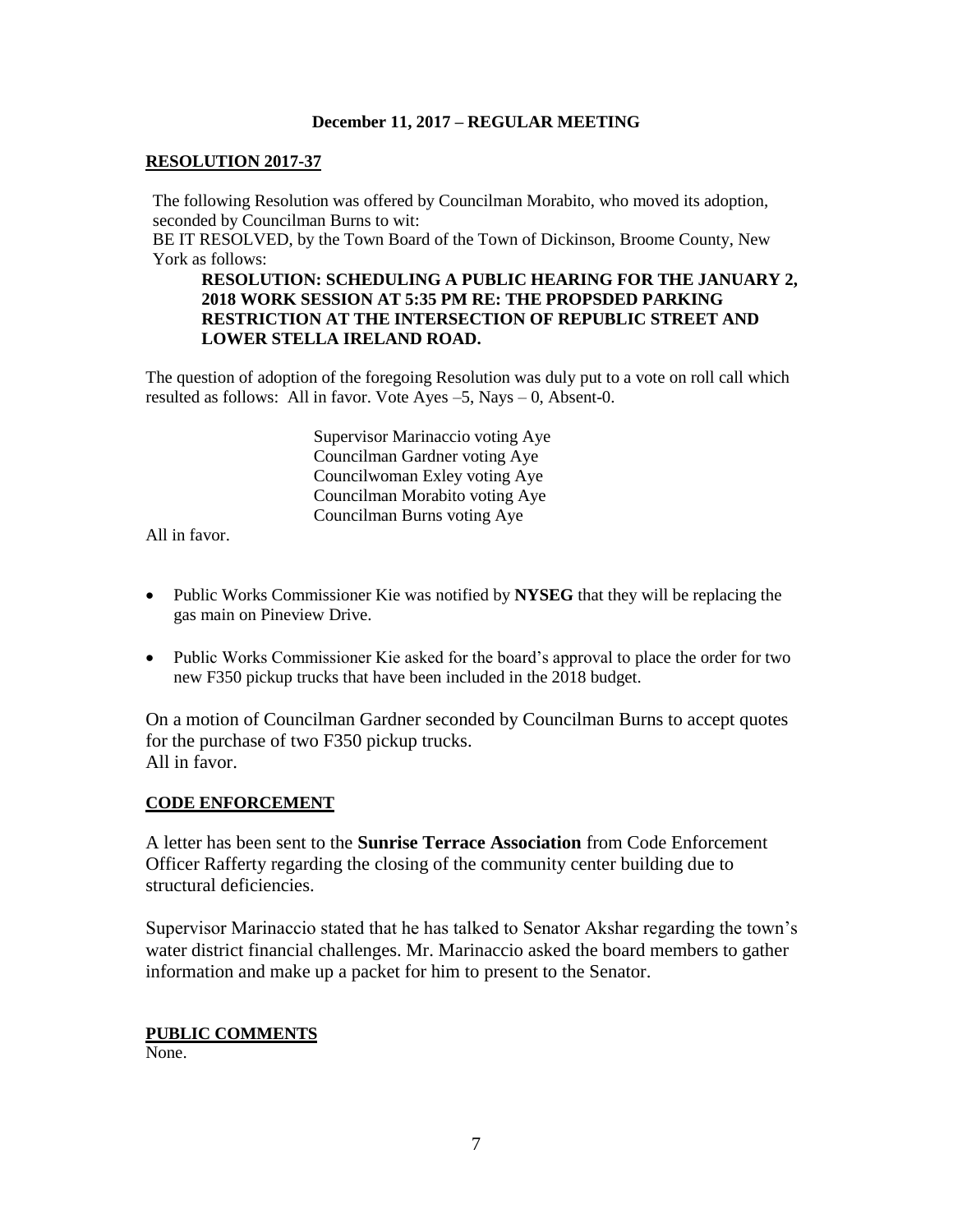**December 11, 2017 – REGULAR MEETING**

**RESOLUTION 2017-37**

The following Resolution was offered by Councilman Morabito, who moved its adoption, seconded by Councilman Burns to wit:
BE IT RESOLVED, by the Town Board of the Town of Dickinson, Broome County, New York as follows:

**RESOLUTION: SCHEDULING A PUBLIC HEARING FOR THE JANUARY 2, 2018 WORK SESSION AT 5:35 PM RE: THE PROPSDED PARKING RESTRICTION AT THE INTERSECTION OF REPUBLIC STREET AND LOWER STELLA IRELAND ROAD.**

The question of adoption of the foregoing Resolution was duly put to a vote on roll call which resulted as follows: All in favor. Vote Ayes –5, Nays – 0, Absent-0.

Supervisor Marinaccio voting Aye
Councilman Gardner voting Aye
Councilwoman Exley voting Aye
Councilman Morabito voting Aye
Councilman Burns voting Aye

All in favor.

- Public Works Commissioner Kie was notified by **NYSEG** that they will be replacing the gas main on Pineview Drive.
- Public Works Commissioner Kie asked for the board's approval to place the order for two new F350 pickup trucks that have been included in the 2018 budget.

On a motion of Councilman Gardner seconded by Councilman Burns to accept quotes for the purchase of two F350 pickup trucks.
All in favor.

**CODE ENFORCEMENT**

A letter has been sent to the **Sunrise Terrace Association** from Code Enforcement Officer Rafferty regarding the closing of the community center building due to structural deficiencies.

Supervisor Marinaccio stated that he has talked to Senator Akshar regarding the town's water district financial challenges. Mr. Marinaccio asked the board members to gather information and make up a packet for him to present to the Senator.

**PUBLIC COMMENTS**
None.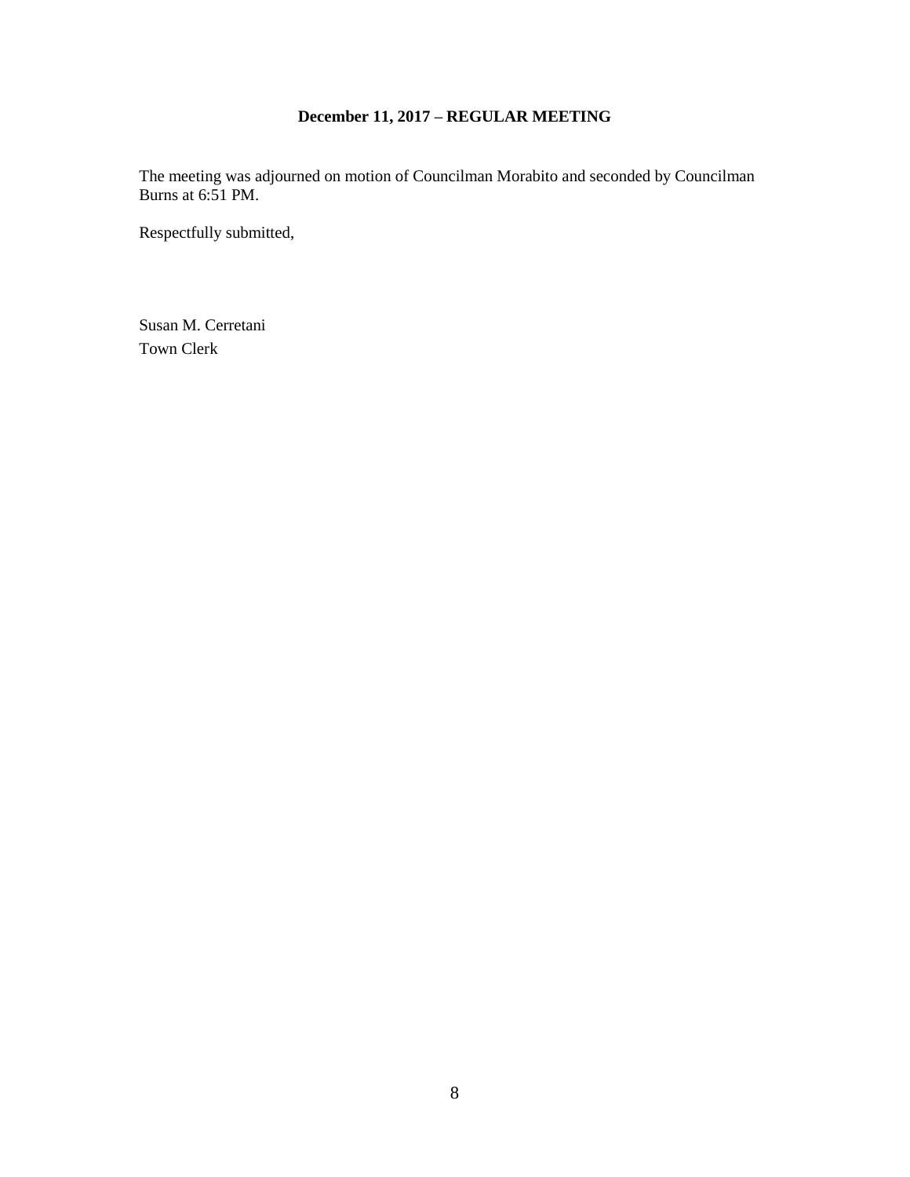**December 11, 2017 – REGULAR MEETING**

The meeting was adjourned on motion of Councilman Morabito and seconded by Councilman Burns at 6:51 PM.

Respectfully submitted,

Susan M. Cerretani
Town Clerk